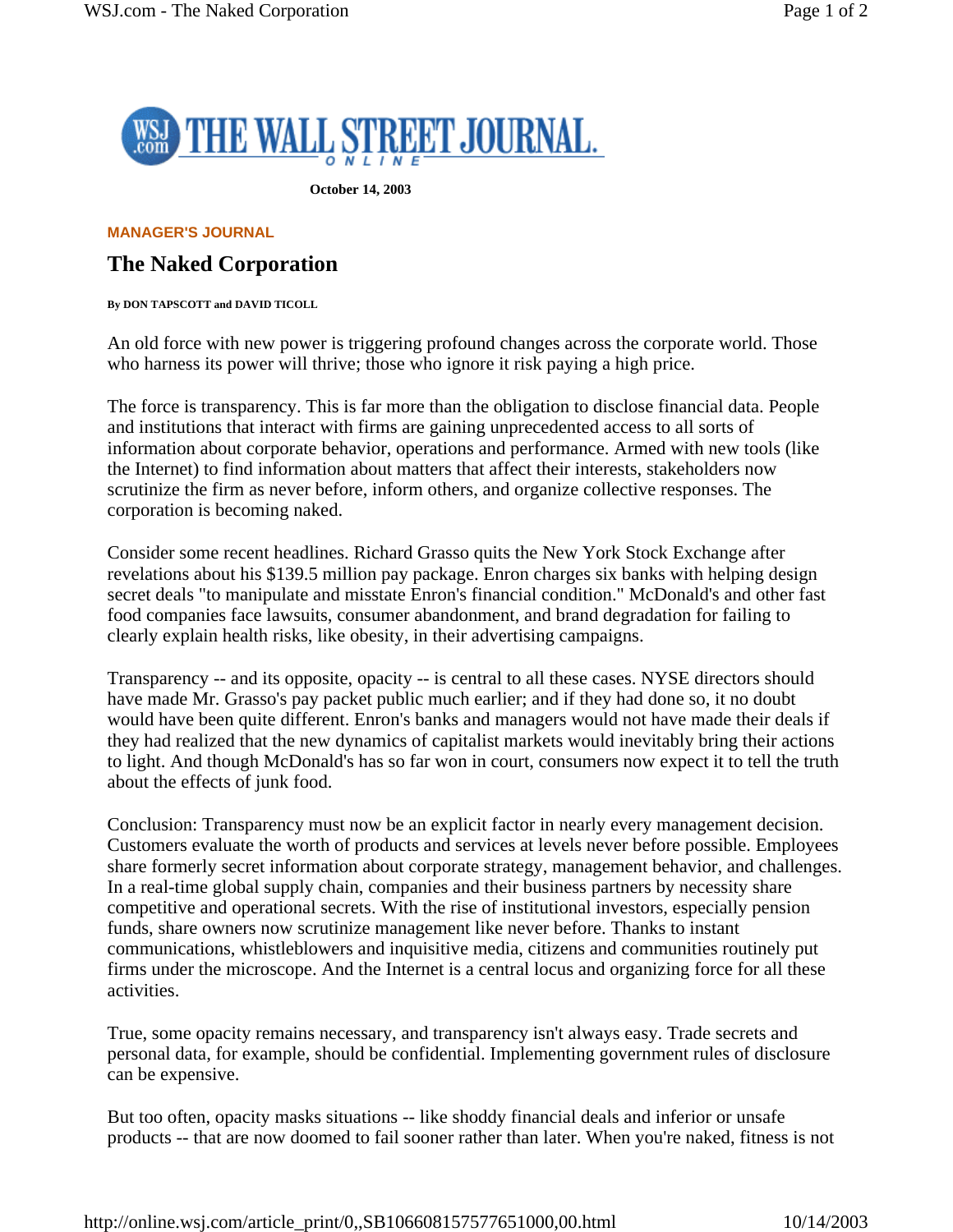October 14, 2003

**MANAGER'S JOURNAL**

# The Naked Corporation

**By DON TAPSCOTT and DAVID TICOLL**

An old force with new power is triggering profound changes across the corporate world. Those who harness its power will thrive; those who ignore it risk paying a high price.

The force is transparency. This is far more than the obligation to disclose financial data. People and institutions that interact with firms are gaining unprecedented access to all sorts of information about corporate behavior, operations and performance. Armed with new tools (like the Internet) to find information about matters that affect their interests, stakeholders now scrutinize the firm as never before, inform others, and organize collective responses. The corporation is becoming naked.

Consider some recent headlines. Richard Grasso quits the New York Stock Exchange after revelations about his $139.5 million pay package. Enron charges six banks with helping design secret deals "to manipulate and misstate Enron's financial condition." McDonald's and other fast food companies face lawsuits, consumer abandonment, and brand degradation for failing to clearly explain health risks, like obesity, in their advertising campaigns.

Transparency -- and its opposite, opacity -- is central to all these cases. NYSE directors should have made Mr. Grasso's pay packet public much earlier; and if they had done so, it no doubt would have been quite different. Enron's banks and managers would not have made their deals if they had realized that the new dynamics of capitalist markets would inevitably bring their actions to light. And though McDonald's has so far won in court, consumers now expect it to tell the truth about the effects of junk food.

Conclusion: Transparency must now be an explicit factor in nearly every management decision. Customers evaluate the worth of products and services at levels never before possible. Employees share formerly secret information about corporate strategy, management behavior, and challenges. In a real-time global supply chain, companies and their business partners by necessity share competitive and operational secrets. With the rise of institutional investors, especially pension funds, share owners now scrutinize management like never before. Thanks to instant communications, whistleblowers and inquisitive media, citizens and communities routinely put firms under the microscope. And the Internet is a central locus and organizing force for all these activities.

True, some opacity remains necessary, and transparency isn't always easy. Trade secrets and personal data, for example, should be confidential. Implementing government rules of disclosure can be expensive.

But too often, opacity masks situations -- like shoddy financial deals and inferior or unsafe products -- that are now doomed to fail sooner rather than later. When you're naked, fitness is not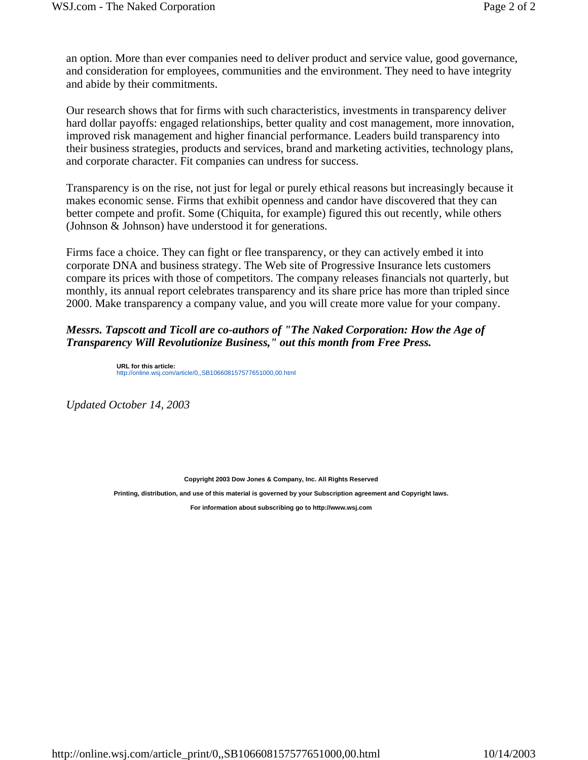an option. More than ever companies need to deliver product and service value, good governance, and consideration for employees, communities and the environment. They need to have integrity and abide by their commitments.

Our research shows that for firms with such characteristics, investments in transparency deliver hard dollar payoffs: engaged relationships, better quality and cost management, more innovation, improved risk management and higher financial performance. Leaders build transparency into their business strategies, products and services, brand and marketing activities, technology plans, and corporate character. Fit companies can undress for success.

Transparency is on the rise, not just for legal or purely ethical reasons but increasingly because it makes economic sense. Firms that exhibit openness and candor have discovered that they can better compete and profit. Some (Chiquita, for example) figured this out recently, while others (Johnson & Johnson) have understood it for generations.

Firms face a choice. They can fight or flee transparency, or they can actively embed it into corporate DNA and business strategy. The Web site of Progressive Insurance lets customers compare its prices with those of competitors. The company releases financials not quarterly, but monthly, its annual report celebrates transparency and its share price has more than tripled since 2000. Make transparency a company value, and you will create more value for your company.

***Messrs. Tapscott and Ticoll are co-authors of "The Naked Corporation: How the Age of Transparency Will Revolutionize Business," out this month from Free Press.***

**URL for this article:**
http://online.wsj.com/article/0,,SB106608157577651000,00.html

*Updated October 14, 2003*

**Copyright 2003 Dow Jones & Company, Inc. All Rights Reserved**

**Printing, distribution, and use of this material is governed by your Subscription agreement and Copyright laws.**

**For information about subscribing go to http://www.wsj.com**